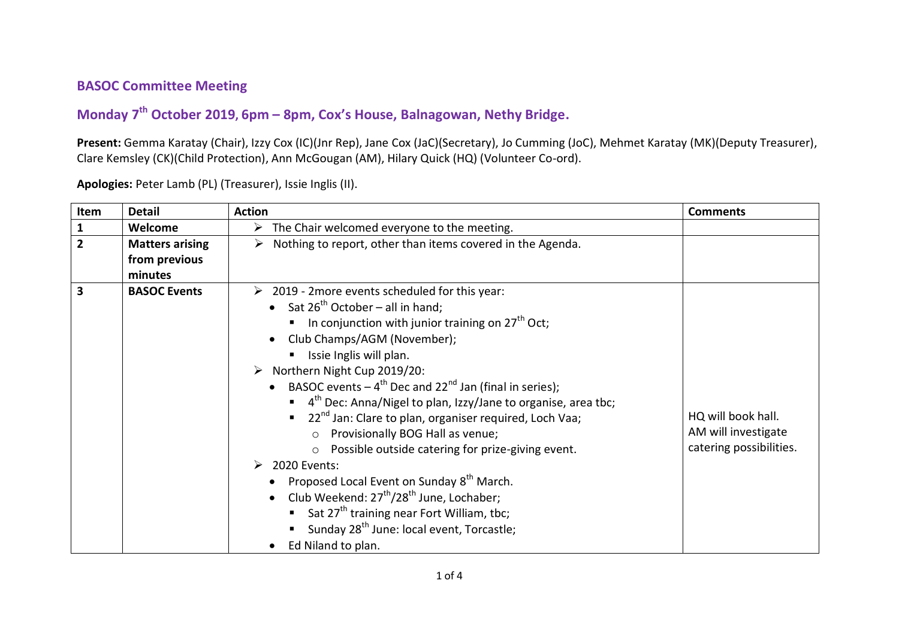## BASOC Committee Meeting

## Monday 7th October 2019, 6pm – 8pm, Cox's House, Balnagowan, Nethy Bridge.

**Present:** Gemma Karatay (Chair), Izzy Cox (IC)(Jnr Rep), Jane Cox (JaC)(Secretary), Jo Cumming (JoC), Mehmet Karatay (MK)(Deputy Treasurer), Clare Kemsley (CK)(Child Protection), Ann McGougan (AM), Hilary Quick (HQ) (Volunteer Co-ord).

**Apologies:** Peter Lamb (PL) (Treasurer), Issie Inglis (II).

| Item | Detail | Action | Comments |
|---|---|---|---|
| **1** | **Welcome** | ➢ The Chair welcomed everyone to the meeting. | |
| **2** | **Matters arising from previous minutes** | ➢ Nothing to report, other than items covered in the Agenda. | |
| **3** | **BASOC Events** | ➢ 2019 - 2more events scheduled for this year:<br>• Sat 26th October – all in hand;<br>&nbsp;&nbsp;▪ In conjunction with junior training on 27th Oct;<br>• Club Champs/AGM (November);<br>&nbsp;&nbsp;▪ Issie Inglis will plan.<br>➢ Northern Night Cup 2019/20:<br>• BASOC events – 4th Dec and 22nd Jan (final in series);<br>&nbsp;&nbsp;▪ 4th Dec: Anna/Nigel to plan, Izzy/Jane to organise, area tbc;<br>&nbsp;&nbsp;▪ 22nd Jan: Clare to plan, organiser required, Loch Vaa;<br>&nbsp;&nbsp;&nbsp;&nbsp;○ Provisionally BOG Hall as venue;<br>&nbsp;&nbsp;&nbsp;&nbsp;○ Possible outside catering for prize-giving event.<br>➢ 2020 Events:<br>• Proposed Local Event on Sunday 8th March.<br>• Club Weekend: 27th/28th June, Lochaber;<br>&nbsp;&nbsp;▪ Sat 27th training near Fort William, tbc;<br>&nbsp;&nbsp;▪ Sunday 28th June: local event, Torcastle;<br>• Ed Niland to plan. | HQ will book hall.<br>AM will investigate catering possibilities. |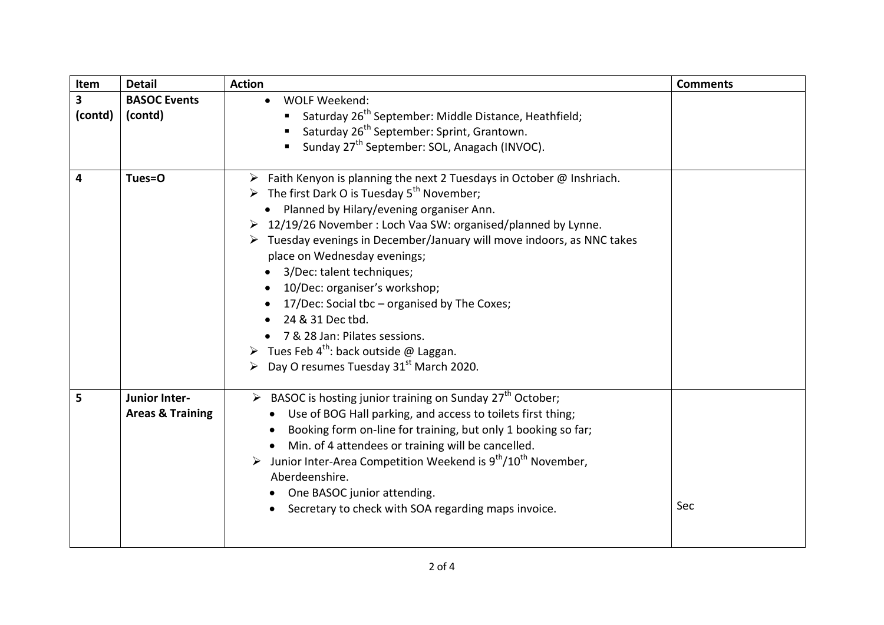| Item | Detail | Action | Comments |
| --- | --- | --- | --- |
| **3 (contd)** | **BASOC Events (contd)** | • WOLF Weekend:<br>▪ Saturday 26th September: Middle Distance, Heathfield;<br>▪ Saturday 26th September: Sprint, Grantown.<br>▪ Sunday 27th September: SOL, Anagach (INVOC). | |
| **4** | **Tues=O** | ➢ Faith Kenyon is planning the next 2 Tuesdays in October @ Inshriach.<br>➢ The first Dark O is Tuesday 5th November;<br>• Planned by Hilary/evening organiser Ann.<br>➢ 12/19/26 November : Loch Vaa SW: organised/planned by Lynne.<br>➢ Tuesday evenings in December/January will move indoors, as NNC takes place on Wednesday evenings;<br>• 3/Dec: talent techniques;<br>• 10/Dec: organiser's workshop;<br>• 17/Dec: Social tbc – organised by The Coxes;<br>• 24 & 31 Dec tbd.<br>• 7 & 28 Jan: Pilates sessions.<br>➢ Tues Feb 4th: back outside @ Laggan.<br>➢ Day O resumes Tuesday 31st March 2020. | |
| **5** | **Junior Inter-Areas & Training** | ➢ BASOC is hosting junior training on Sunday 27th October;<br>• Use of BOG Hall parking, and access to toilets first thing;<br>• Booking form on-line for training, but only 1 booking so far;<br>• Min. of 4 attendees or training will be cancelled.<br>➢ Junior Inter-Area Competition Weekend is 9th/10th November, Aberdeenshire.<br>• One BASOC junior attending.<br>• Secretary to check with SOA regarding maps invoice. | Sec |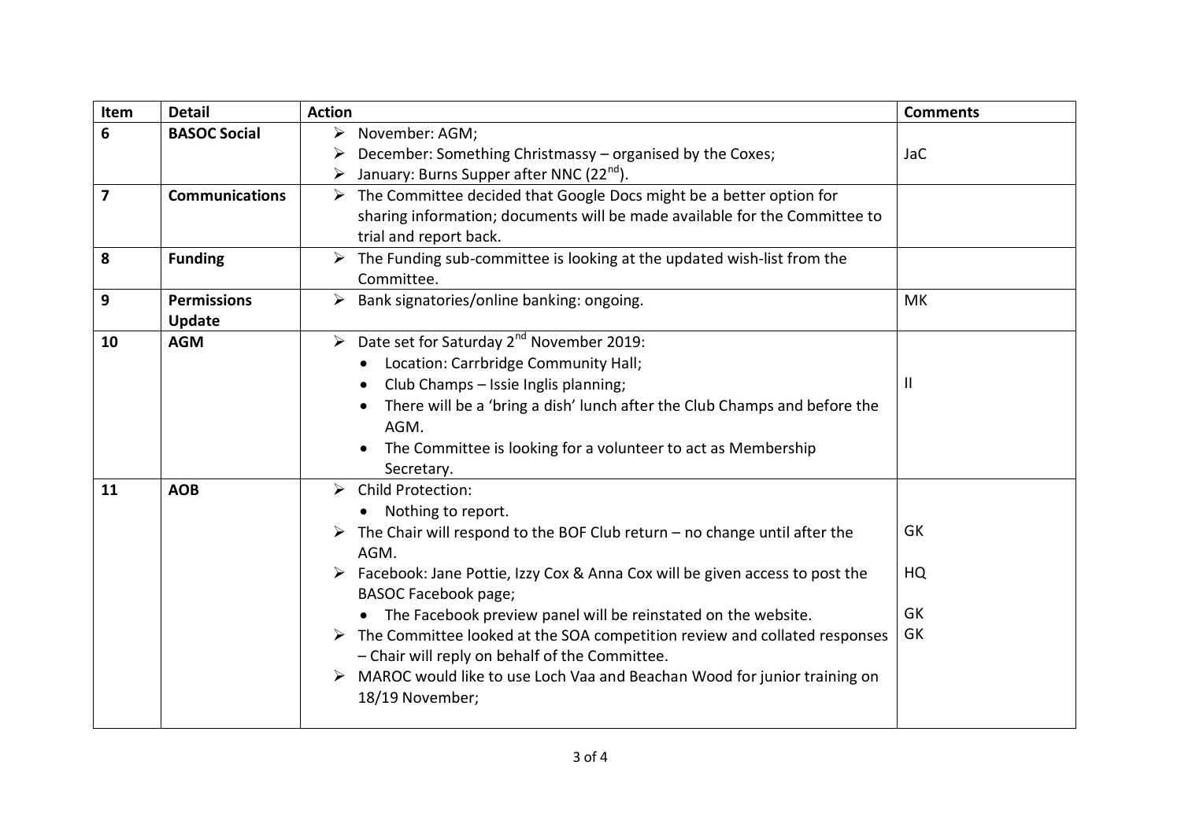| Item | Detail | Action | Comments |
|---|---|---|---|
| 6 | **BASOC Social** | ➢ November: AGM;<br>➢ December: Something Christmassy – organised by the Coxes;<br>➢ January: Burns Supper after NNC (22nd). | JaC |
| 7 | **Communications** | ➢ The Committee decided that Google Docs might be a better option for sharing information; documents will be made available for the Committee to trial and report back. | |
| 8 | **Funding** | ➢ The Funding sub-committee is looking at the updated wish-list from the Committee. | |
| 9 | **Permissions Update** | ➢ Bank signatories/online banking: ongoing. | MK |
| 10 | **AGM** | ➢ Date set for Saturday 2nd November 2019:<br>• Location: Carrbridge Community Hall;<br>• Club Champs – Issie Inglis planning;<br>• There will be a 'bring a dish' lunch after the Club Champs and before the AGM.<br>• The Committee is looking for a volunteer to act as Membership Secretary. | II |
| 11 | **AOB** | ➢ Child Protection:<br>• Nothing to report.<br>➢ The Chair will respond to the BOF Club return – no change until after the AGM.<br>➢ Facebook: Jane Pottie, Izzy Cox & Anna Cox will be given access to post the BASOC Facebook page;<br>• The Facebook preview panel will be reinstated on the website.<br>➢ The Committee looked at the SOA competition review and collated responses – Chair will reply on behalf of the Committee.<br>➢ MAROC would like to use Loch Vaa and Beachan Wood for junior training on 18/19 November; | GK<br>HQ<br>GK<br>GK |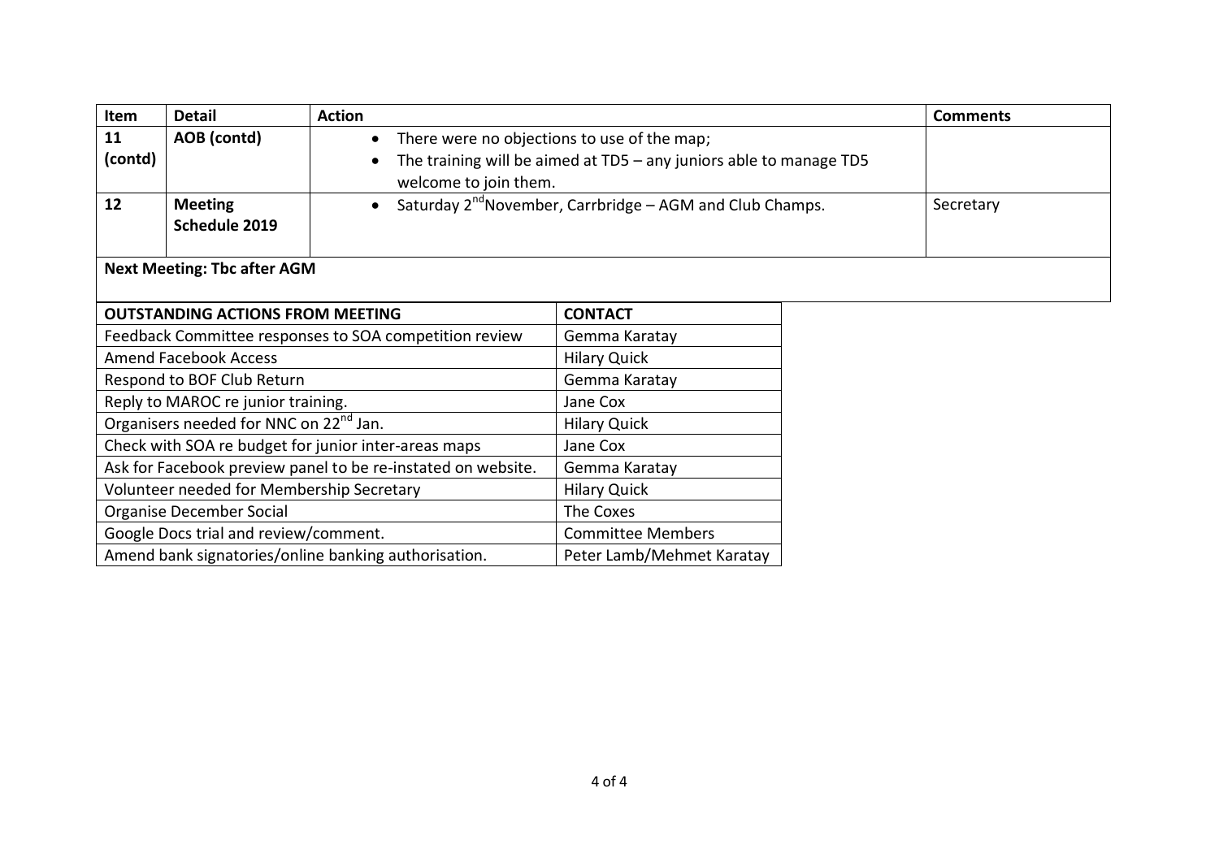| Item | Detail | Action | Comments |
|---|---|---|---|
| 11 (contd) | AOB (contd) | • There were no objections to use of the map;<br>• The training will be aimed at TD5 – any juniors able to manage TD5 welcome to join them. | |
| 12 | Meeting Schedule 2019 | • Saturday 2nd November, Carrbridge – AGM and Club Champs. | Secretary |
| **Next Meeting: Tbc after AGM** | | | |

| OUTSTANDING ACTIONS FROM MEETING | CONTACT |
|---|---|
| Feedback Committee responses to SOA competition review | Gemma Karatay |
| Amend Facebook Access | Hilary Quick |
| Respond to BOF Club Return | Gemma Karatay |
| Reply to MAROC re junior training. | Jane Cox |
| Organisers needed for NNC on 22nd Jan. | Hilary Quick |
| Check with SOA re budget for junior inter-areas maps | Jane Cox |
| Ask for Facebook preview panel to be re-instated on website. | Gemma Karatay |
| Volunteer needed for Membership Secretary | Hilary Quick |
| Organise December Social | The Coxes |
| Google Docs trial and review/comment. | Committee Members |
| Amend bank signatories/online banking authorisation. | Peter Lamb/Mehmet Karatay |